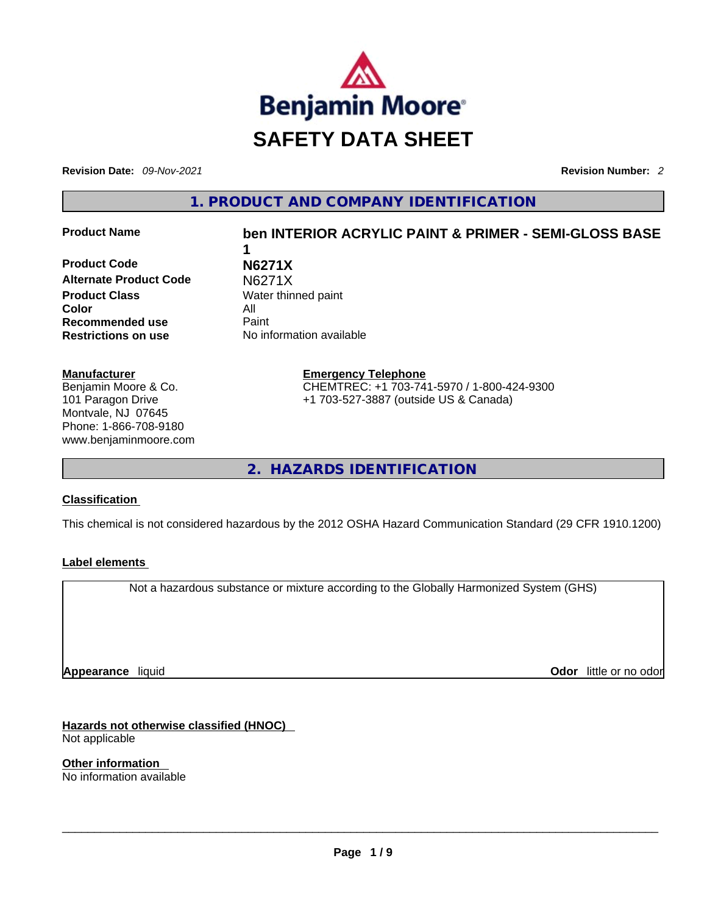Benjamin Moore®

# SAFETY DATA SHEET

**Revision Date:** *09-Nov-2021* **Revision Number:** *2*

## 1. PRODUCT AND COMPANY IDENTIFICATION

| | |
|---|---|
| **Product Name** | **ben INTERIOR ACRYLIC PAINT & PRIMER - SEMI-GLOSS BASE 1** |
| **Product Code** | **N6271X** |
| **Alternate Product Code** | N6271X |
| **Product Class** | Water thinned paint |
| **Color** | All |
| **Recommended use** | Paint |
| **Restrictions on use** | No information available |

**Manufacturer**
Benjamin Moore & Co.
101 Paragon Drive
Montvale, NJ 07645
Phone: 1-866-708-9180
www.benjaminmoore.com

**Emergency Telephone**
CHEMTREC: +1 703-741-5970 / 1-800-424-9300
+1 703-527-3887 (outside US & Canada)

## 2. HAZARDS IDENTIFICATION

### Classification

This chemical is not considered hazardous by the 2012 OSHA Hazard Communication Standard (29 CFR 1910.1200)

### Label elements

Not a hazardous substance or mixture according to the Globally Harmonized System (GHS)

**Appearance** liquid **Odor** little or no odor

### Hazards not otherwise classified (HNOC)

Not applicable

### Other information

No information available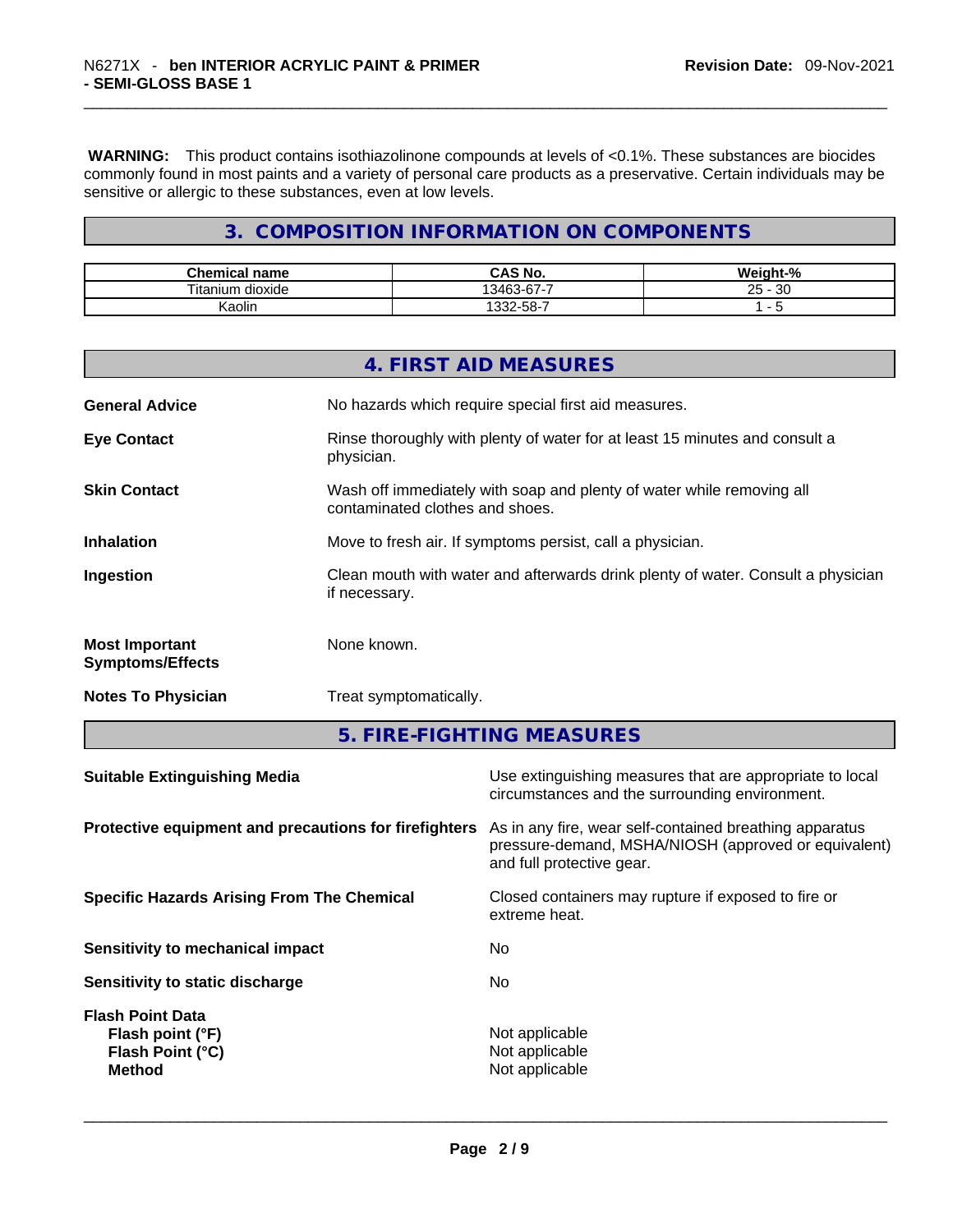**WARNING:** This product contains isothiazolinone compounds at levels of <0.1%. These substances are biocides commonly found in most paints and a variety of personal care products as a preservative. Certain individuals may be sensitive or allergic to these substances, even at low levels.

## 3. COMPOSITION INFORMATION ON COMPONENTS

| Chemical name | CAS No. | Weight-% |
|---|---|---|
| Titanium dioxide | 13463-67-7 | 25 - 30 |
| Kaolin | 1332-58-7 | 1 - 5 |

## 4. FIRST AID MEASURES

**General Advice** No hazards which require special first aid measures.

**Eye Contact** Rinse thoroughly with plenty of water for at least 15 minutes and consult a physician.

**Skin Contact** Wash off immediately with soap and plenty of water while removing all contaminated clothes and shoes.

**Inhalation** Move to fresh air. If symptoms persist, call a physician.

**Ingestion** Clean mouth with water and afterwards drink plenty of water. Consult a physician if necessary.

**Most Important Symptoms/Effects** None known.

**Notes To Physician** Treat symptomatically.

## 5. FIRE-FIGHTING MEASURES

**Suitable Extinguishing Media** Use extinguishing measures that are appropriate to local circumstances and the surrounding environment.

**Protective equipment and precautions for firefighters** As in any fire, wear self-contained breathing apparatus pressure-demand, MSHA/NIOSH (approved or equivalent) and full protective gear.

**Specific Hazards Arising From The Chemical** Closed containers may rupture if exposed to fire or extreme heat.

**Sensitivity to mechanical impact** No

**Sensitivity to static discharge** No

**Flash Point Data**
**Flash point (°F)** Not applicable
**Flash Point (°C)** Not applicable
**Method** Not applicable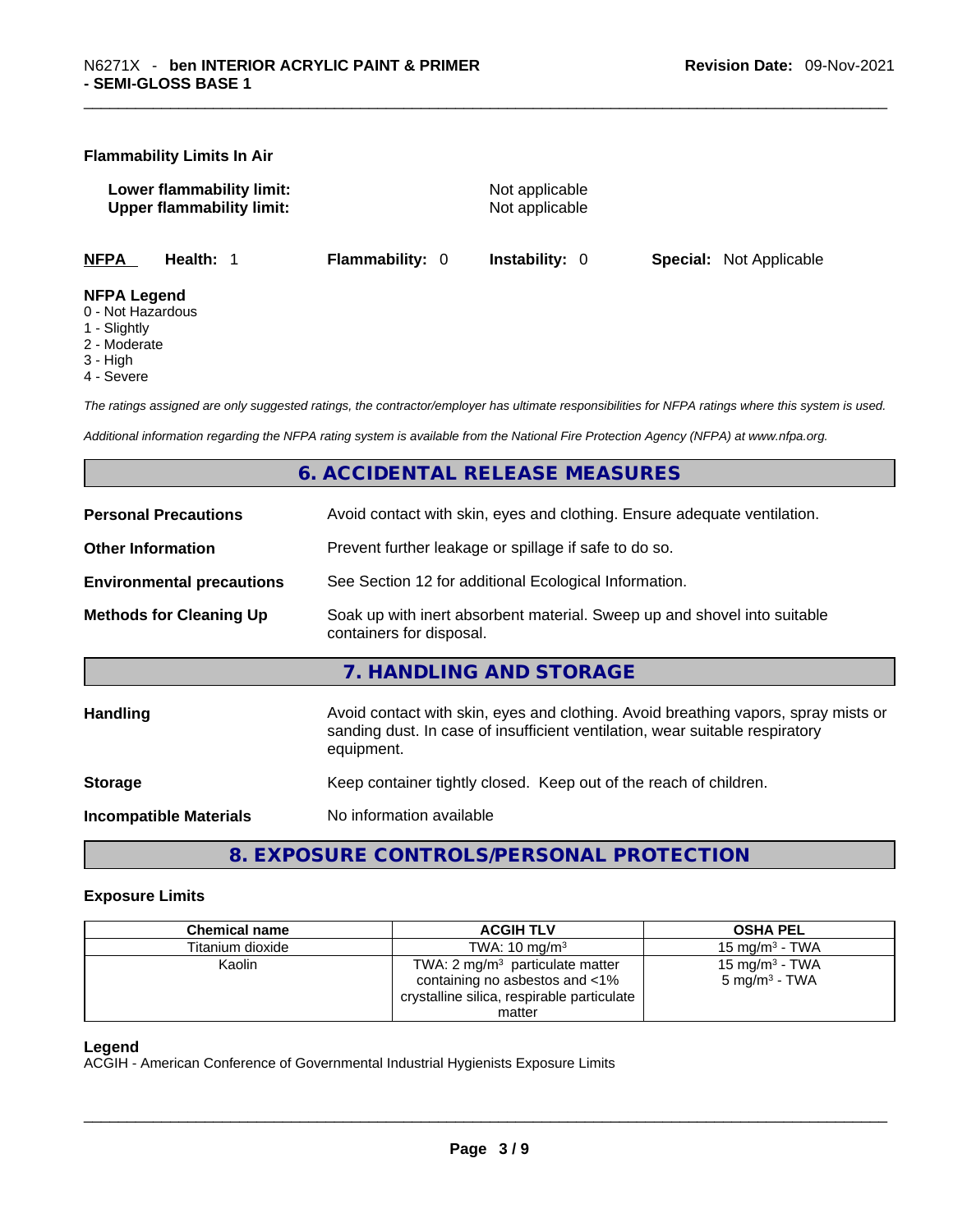### Flammability Limits In Air

**Lower flammability limit:** Not applicable
**Upper flammability limit:** Not applicable

**NFPA** **Health:** 1 **Flammability:** 0 **Instability:** 0 **Special:** Not Applicable

**NFPA Legend**
0 - Not Hazardous
1 - Slightly
2 - Moderate
3 - High
4 - Severe

*The ratings assigned are only suggested ratings, the contractor/employer has ultimate responsibilities for NFPA ratings where this system is used.*

*Additional information regarding the NFPA rating system is available from the National Fire Protection Agency (NFPA) at www.nfpa.org.*

## 6. ACCIDENTAL RELEASE MEASURES

**Personal Precautions** Avoid contact with skin, eyes and clothing. Ensure adequate ventilation.

**Other Information** Prevent further leakage or spillage if safe to do so.

**Environmental precautions** See Section 12 for additional Ecological Information.

**Methods for Cleaning Up** Soak up with inert absorbent material. Sweep up and shovel into suitable containers for disposal.

## 7. HANDLING AND STORAGE

**Handling** Avoid contact with skin, eyes and clothing. Avoid breathing vapors, spray mists or sanding dust. In case of insufficient ventilation, wear suitable respiratory equipment.

**Storage** Keep container tightly closed. Keep out of the reach of children.

**Incompatible Materials** No information available

## 8. EXPOSURE CONTROLS/PERSONAL PROTECTION

### Exposure Limits

| Chemical name | ACGIH TLV | OSHA PEL |
|---|---|---|
| Titanium dioxide | TWA: 10 mg/m$^3$ | 15 mg/m$^3$ - TWA |
| Kaolin | TWA: 2 mg/m$^3$ particulate matter containing no asbestos and <1% crystalline silica, respirable particulate matter | 15 mg/m$^3$ - TWA<br>5 mg/m$^3$ - TWA |

**Legend**
ACGIH - American Conference of Governmental Industrial Hygienists Exposure Limits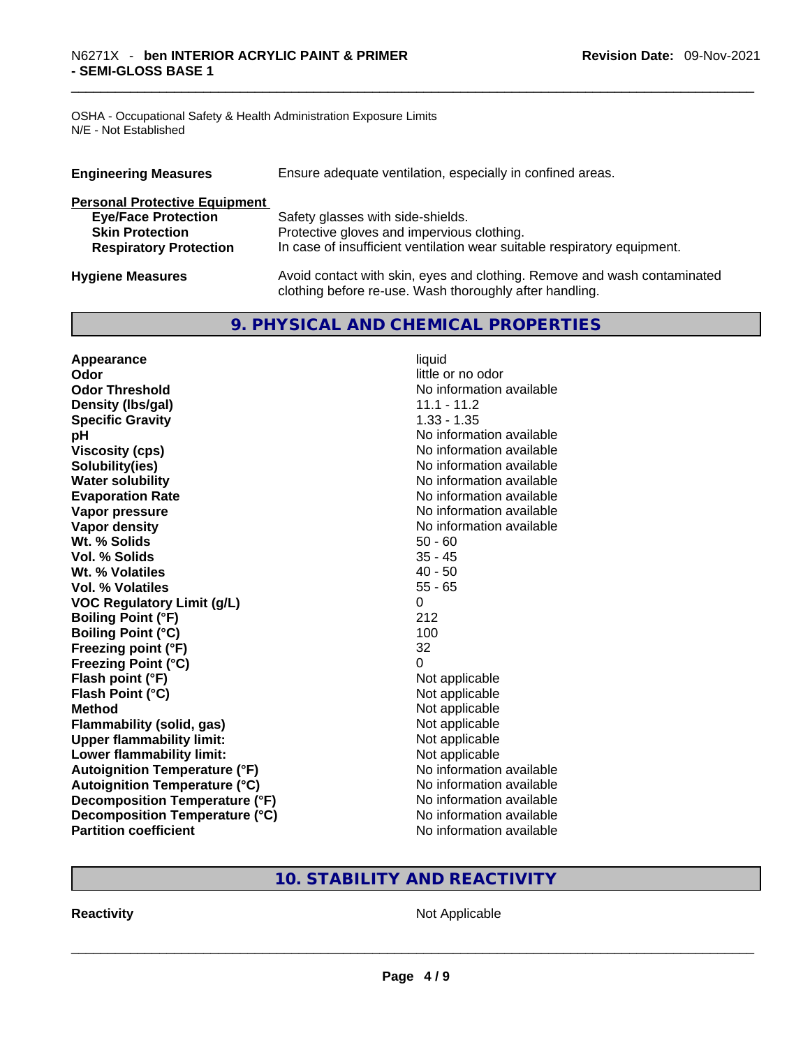OSHA - Occupational Safety & Health Administration Exposure Limits
N/E - Not Established

| | |
|---|---|
| **Engineering Measures** | Ensure adequate ventilation, especially in confined areas. |

**Personal Protective Equipment**

| | |
|---|---|
| **Eye/Face Protection** | Safety glasses with side-shields. |
| **Skin Protection** | Protective gloves and impervious clothing. |
| **Respiratory Protection** | In case of insufficient ventilation wear suitable respiratory equipment. |

| | |
|---|---|
| **Hygiene Measures** | Avoid contact with skin, eyes and clothing. Remove and wash contaminated clothing before re-use. Wash thoroughly after handling. |

## 9. PHYSICAL AND CHEMICAL PROPERTIES

| | |
|---|---|
| **Appearance** | liquid |
| **Odor** | little or no odor |
| **Odor Threshold** | No information available |
| **Density (lbs/gal)** | 11.1 - 11.2 |
| **Specific Gravity** | 1.33 - 1.35 |
| **pH** | No information available |
| **Viscosity (cps)** | No information available |
| **Solubility(ies)** | No information available |
| **Water solubility** | No information available |
| **Evaporation Rate** | No information available |
| **Vapor pressure** | No information available |
| **Vapor density** | No information available |
| **Wt. % Solids** | 50 - 60 |
| **Vol. % Solids** | 35 - 45 |
| **Wt. % Volatiles** | 40 - 50 |
| **Vol. % Volatiles** | 55 - 65 |
| **VOC Regulatory Limit (g/L)** | 0 |
| **Boiling Point (°F)** | 212 |
| **Boiling Point (°C)** | 100 |
| **Freezing point (°F)** | 32 |
| **Freezing Point (°C)** | 0 |
| **Flash point (°F)** | Not applicable |
| **Flash Point (°C)** | Not applicable |
| **Method** | Not applicable |
| **Flammability (solid, gas)** | Not applicable |
| **Upper flammability limit:** | Not applicable |
| **Lower flammability limit:** | Not applicable |
| **Autoignition Temperature (°F)** | No information available |
| **Autoignition Temperature (°C)** | No information available |
| **Decomposition Temperature (°F)** | No information available |
| **Decomposition Temperature (°C)** | No information available |
| **Partition coefficient** | No information available |

## 10. STABILITY AND REACTIVITY

| | |
|---|---|
| **Reactivity** | Not Applicable |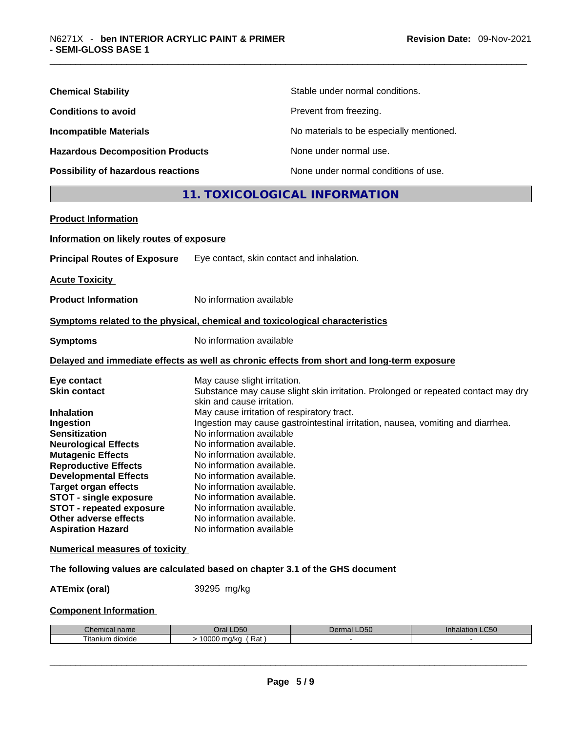**Chemical Stability** Stable under normal conditions.

**Conditions to avoid** Prevent from freezing.

**Incompatible Materials** No materials to be especially mentioned.

**Hazardous Decomposition Products** None under normal use.

**Possibility of hazardous reactions** None under normal conditions of use.

## 11. TOXICOLOGICAL INFORMATION

**Product Information**

**Information on likely routes of exposure**

**Principal Routes of Exposure** Eye contact, skin contact and inhalation.

**Acute Toxicity**

**Product Information** No information available

**Symptoms related to the physical, chemical and toxicological characteristics**

**Symptoms** No information available

**Delayed and immediate effects as well as chronic effects from short and long-term exposure**

**Eye contact** May cause slight irritation.
**Skin contact** Substance may cause slight skin irritation. Prolonged or repeated contact may dry skin and cause irritation.
**Inhalation** May cause irritation of respiratory tract.
**Ingestion** Ingestion may cause gastrointestinal irritation, nausea, vomiting and diarrhea.
**Sensitization** No information available
**Neurological Effects** No information available.
**Mutagenic Effects** No information available.
**Reproductive Effects** No information available.
**Developmental Effects** No information available.
**Target organ effects** No information available.
**STOT - single exposure** No information available.
**STOT - repeated exposure** No information available.
**Other adverse effects** No information available.
**Aspiration Hazard** No information available

**Numerical measures of toxicity**

**The following values are calculated based on chapter 3.1 of the GHS document**

**ATEmix (oral)** 39295 mg/kg

**Component Information**

| Chemical name | Oral LD50 | Dermal LD50 | Inhalation LC50 |
|---|---|---|---|
| Titanium dioxide | > 10000 mg/kg ( Rat ) | - | - |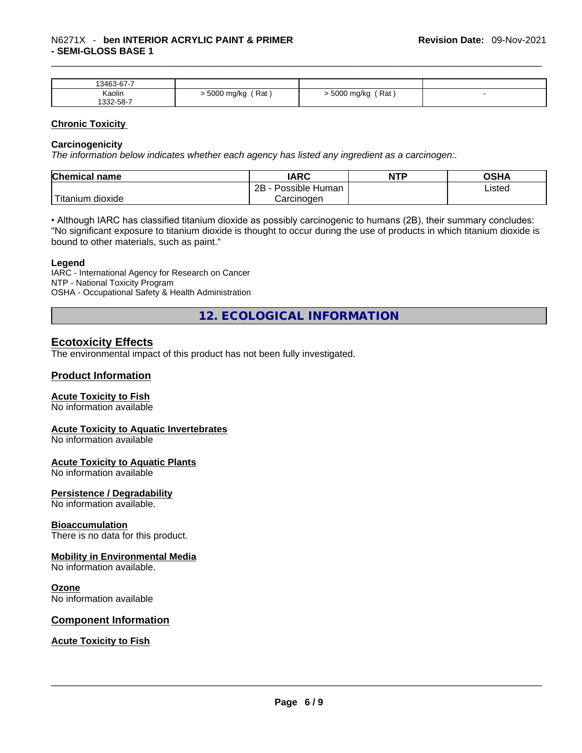| 13463-67-7 | | | |
|---|---|---|---|
| Kaolin<br>1332-58-7 | > 5000 mg/kg ( Rat ) | > 5000 mg/kg ( Rat ) | - |

### Chronic Toxicity

**Carcinogenicity**

*The information below indicates whether each agency has listed any ingredient as a carcinogen:.*

| Chemical name | IARC | NTP | OSHA |
|---|---|---|---|
| Titanium dioxide | 2B - Possible Human Carcinogen | | Listed |

• Although IARC has classified titanium dioxide as possibly carcinogenic to humans (2B), their summary concludes: "No significant exposure to titanium dioxide is thought to occur during the use of products in which titanium dioxide is bound to other materials, such as paint."

**Legend**

IARC - International Agency for Research on Cancer
NTP - National Toxicity Program
OSHA - Occupational Safety & Health Administration

## 12. ECOLOGICAL INFORMATION

### Ecotoxicity Effects

The environmental impact of this product has not been fully investigated.

### Product Information

**Acute Toxicity to Fish**

No information available

**Acute Toxicity to Aquatic Invertebrates**

No information available

**Acute Toxicity to Aquatic Plants**

No information available

**Persistence / Degradability**

No information available.

**Bioaccumulation**

There is no data for this product.

**Mobility in Environmental Media**

No information available.

**Ozone**

No information available

### Component Information

**Acute Toxicity to Fish**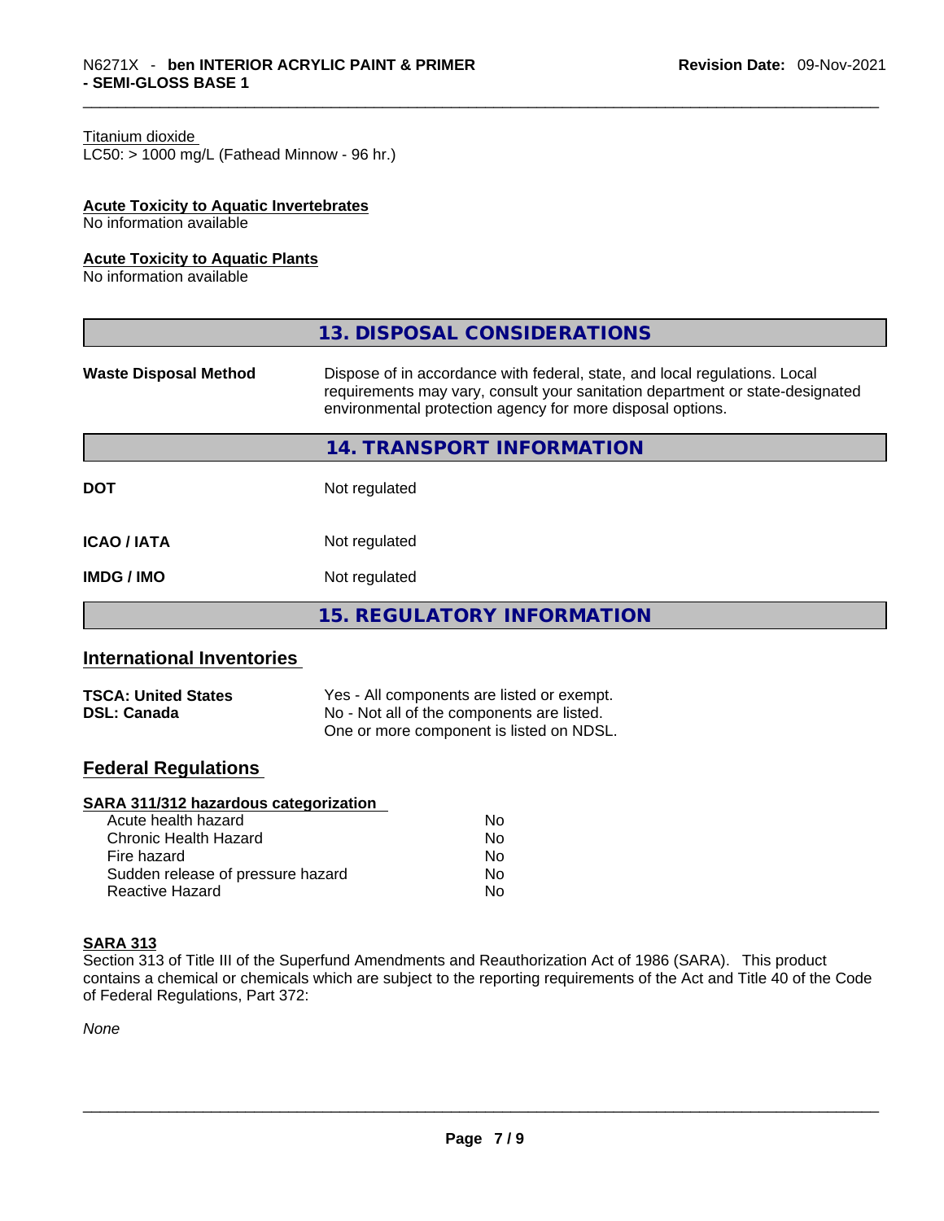Titanium dioxide
LC50: > 1000 mg/L (Fathead Minnow - 96 hr.)

**Acute Toxicity to Aquatic Invertebrates**
No information available

**Acute Toxicity to Aquatic Plants**
No information available

## 13. DISPOSAL CONSIDERATIONS

| | |
|---|---|
| **Waste Disposal Method** | Dispose of in accordance with federal, state, and local regulations. Local requirements may vary, consult your sanitation department or state-designated environmental protection agency for more disposal options. |

## 14. TRANSPORT INFORMATION

| | |
|---|---|
| **DOT** | Not regulated |
| **ICAO / IATA** | Not regulated |
| **IMDG / IMO** | Not regulated |

## 15. REGULATORY INFORMATION

### International Inventories

| | |
|---|---|
| **TSCA: United States** | Yes - All components are listed or exempt. |
| **DSL: Canada** | No - Not all of the components are listed. One or more component is listed on NDSL. |

### Federal Regulations

**SARA 311/312 hazardous categorization**

| | |
|---|---|
| Acute health hazard | No |
| Chronic Health Hazard | No |
| Fire hazard | No |
| Sudden release of pressure hazard | No |
| Reactive Hazard | No |

**SARA 313**
Section 313 of Title III of the Superfund Amendments and Reauthorization Act of 1986 (SARA). This product contains a chemical or chemicals which are subject to the reporting requirements of the Act and Title 40 of the Code of Federal Regulations, Part 372:

*None*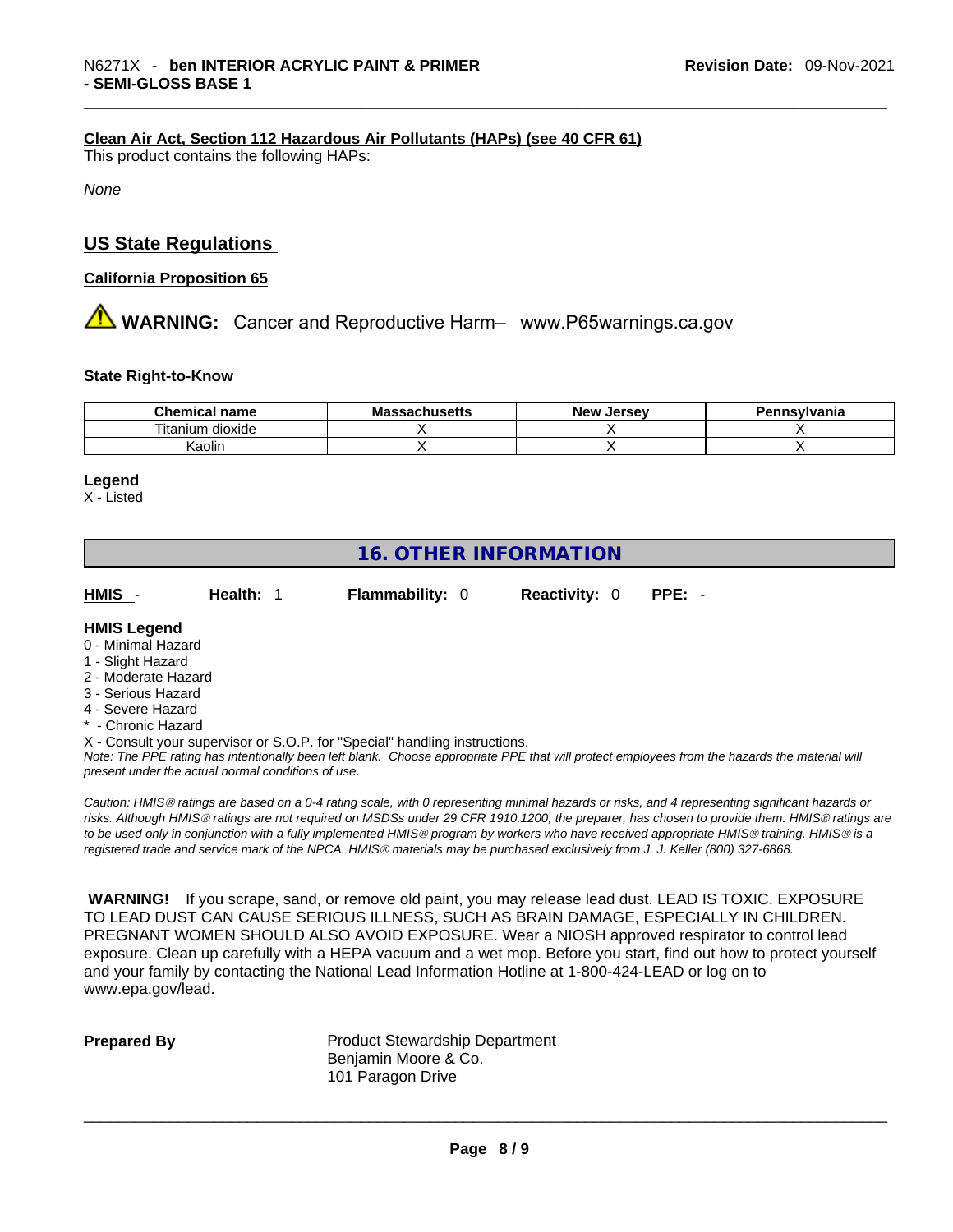#### Clean Air Act, Section 112 Hazardous Air Pollutants (HAPs) (see 40 CFR 61)

This product contains the following HAPs:

*None*

## US State Regulations

#### California Proposition 65

⚠ **WARNING:** Cancer and Reproductive Harm– www.P65warnings.ca.gov

#### State Right-to-Know

| Chemical name | Massachusetts | New Jersey | Pennsylvania |
|---|---|---|---|
| Titanium dioxide | X | X | X |
| Kaolin | X | X | X |

**Legend**

X - Listed

## 16. OTHER INFORMATION

**HMIS** - **Health:** 1 **Flammability:** 0 **Reactivity:** 0 **PPE:** -

**HMIS Legend**

0 - Minimal Hazard
1 - Slight Hazard
2 - Moderate Hazard
3 - Serious Hazard
4 - Severe Hazard
* - Chronic Hazard
X - Consult your supervisor or S.O.P. for "Special" handling instructions.

*Note: The PPE rating has intentionally been left blank. Choose appropriate PPE that will protect employees from the hazards the material will present under the actual normal conditions of use.*

*Caution: HMIS® ratings are based on a 0-4 rating scale, with 0 representing minimal hazards or risks, and 4 representing significant hazards or risks. Although HMIS® ratings are not required on MSDSs under 29 CFR 1910.1200, the preparer, has chosen to provide them. HMIS® ratings are to be used only in conjunction with a fully implemented HMIS® program by workers who have received appropriate HMIS® training. HMIS® is a registered trade and service mark of the NPCA. HMIS® materials may be purchased exclusively from J. J. Keller (800) 327-6868.*

**WARNING!** If you scrape, sand, or remove old paint, you may release lead dust. LEAD IS TOXIC. EXPOSURE TO LEAD DUST CAN CAUSE SERIOUS ILLNESS, SUCH AS BRAIN DAMAGE, ESPECIALLY IN CHILDREN. PREGNANT WOMEN SHOULD ALSO AVOID EXPOSURE. Wear a NIOSH approved respirator to control lead exposure. Clean up carefully with a HEPA vacuum and a wet mop. Before you start, find out how to protect yourself and your family by contacting the National Lead Information Hotline at 1-800-424-LEAD or log on to www.epa.gov/lead.

**Prepared By** Product Stewardship Department
Benjamin Moore & Co.
101 Paragon Drive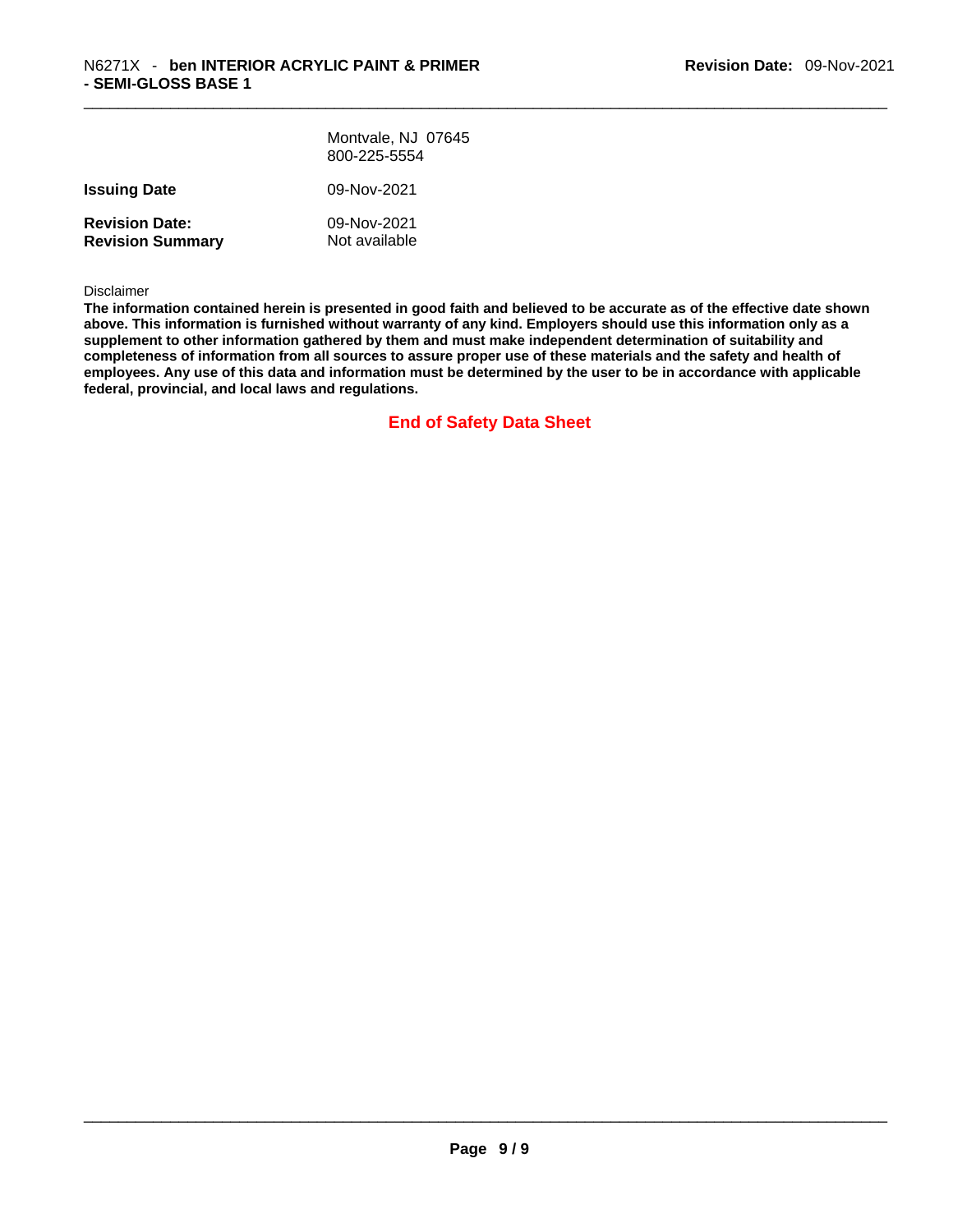Montvale, NJ 07645
800-225-5554

| | |
|---|---|
| **Issuing Date** | 09-Nov-2021 |
| **Revision Date:** | 09-Nov-2021 |
| **Revision Summary** | Not available |

Disclaimer

**The information contained herein is presented in good faith and believed to be accurate as of the effective date shown above. This information is furnished without warranty of any kind. Employers should use this information only as a supplement to other information gathered by them and must make independent determination of suitability and completeness of information from all sources to assure proper use of these materials and the safety and health of employees. Any use of this data and information must be determined by the user to be in accordance with applicable federal, provincial, and local laws and regulations.**

**End of Safety Data Sheet**